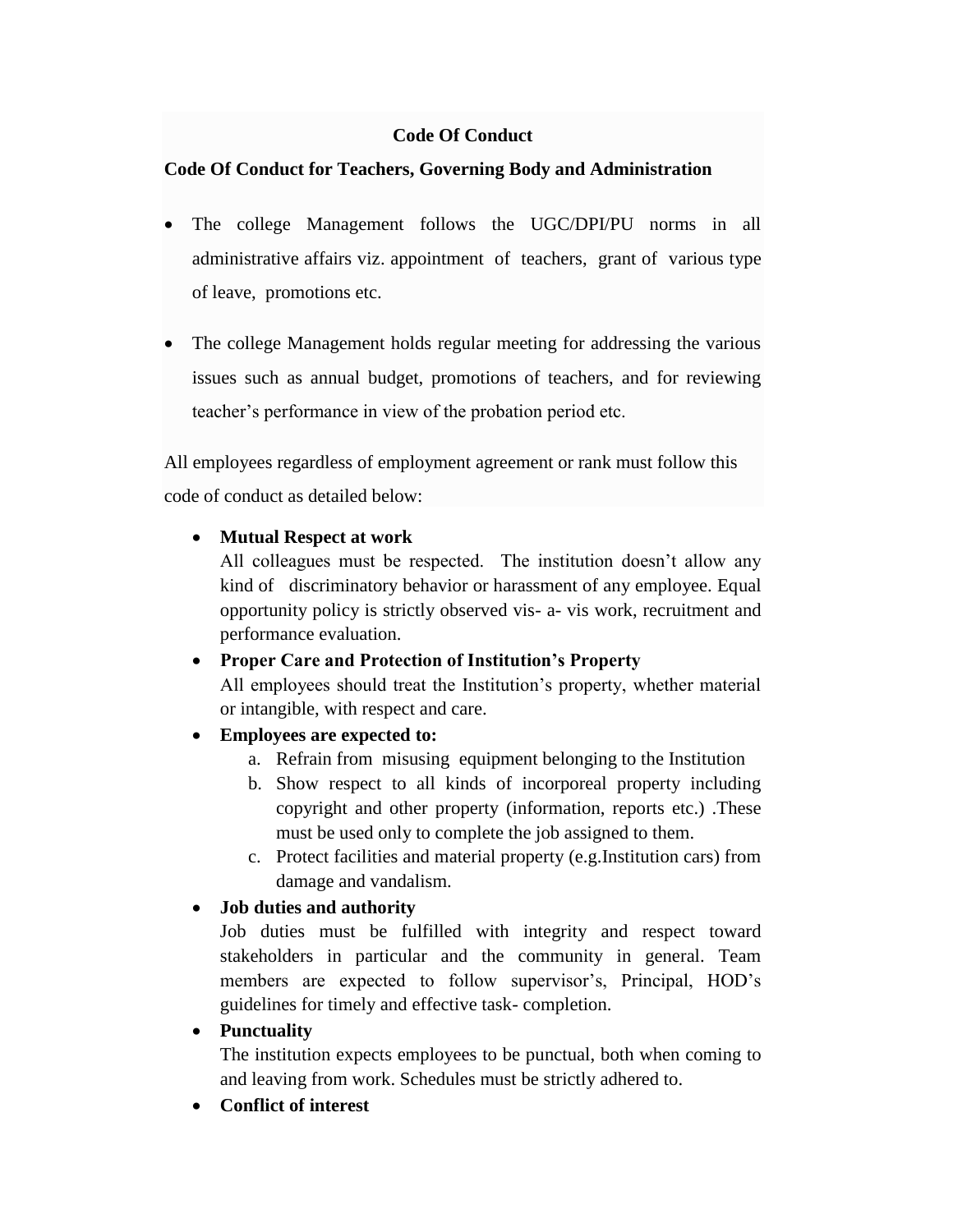# Code Of Conduct

## Code Of Conduct for Teachers, Governing Body and Administration

- The college Management follows the UGC/DPI/PU norms in all administrative affairs viz. appointment of teachers, grant of various type of leave, promotions etc.
- The college Management holds regular meeting for addressing the various issues such as annual budget, promotions of teachers, and for reviewing teacher's performance in view of the probation period etc.

All employees regardless of employment agreement or rank must follow this code of conduct as detailed below:

- **Mutual Respect at work**
  All colleagues must be respected. The institution doesn't allow any kind of discriminatory behavior or harassment of any employee. Equal opportunity policy is strictly observed vis- a- vis work, recruitment and performance evaluation.
- **Proper Care and Protection of Institution's Property**
  All employees should treat the Institution's property, whether material or intangible, with respect and care.
- **Employees are expected to:**
  a. Refrain from misusing equipment belonging to the Institution
  b. Show respect to all kinds of incorporeal property including copyright and other property (information, reports etc.) .These must be used only to complete the job assigned to them.
  c. Protect facilities and material property (e.g.Institution cars) from damage and vandalism.
- **Job duties and authority**
  Job duties must be fulfilled with integrity and respect toward stakeholders in particular and the community in general. Team members are expected to follow supervisor's, Principal, HOD's guidelines for timely and effective task- completion.
- **Punctuality**
  The institution expects employees to be punctual, both when coming to and leaving from work. Schedules must be strictly adhered to.
- **Conflict of interest**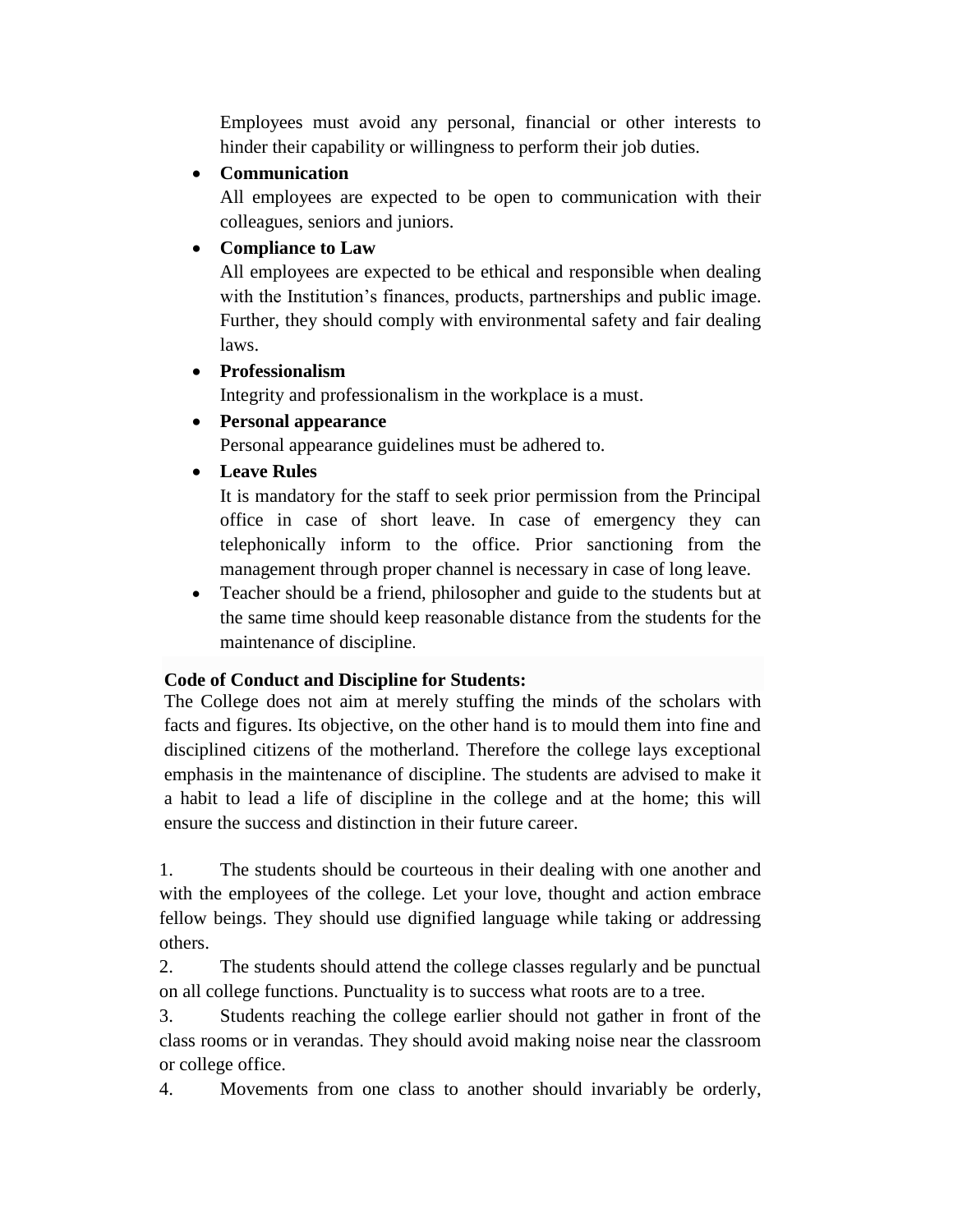Employees must avoid any personal, financial or other interests to hinder their capability or willingness to perform their job duties.

- **Communication**
  All employees are expected to be open to communication with their colleagues, seniors and juniors.
- **Compliance to Law**
  All employees are expected to be ethical and responsible when dealing with the Institution's finances, products, partnerships and public image. Further, they should comply with environmental safety and fair dealing laws.
- **Professionalism**
  Integrity and professionalism in the workplace is a must.
- **Personal appearance**
  Personal appearance guidelines must be adhered to.
- **Leave Rules**
  It is mandatory for the staff to seek prior permission from the Principal office in case of short leave. In case of emergency they can telephonically inform to the office. Prior sanctioning from the management through proper channel is necessary in case of long leave.
- Teacher should be a friend, philosopher and guide to the students but at the same time should keep reasonable distance from the students for the maintenance of discipline.

**Code of Conduct and Discipline for Students:**

The College does not aim at merely stuffing the minds of the scholars with facts and figures. Its objective, on the other hand is to mould them into fine and disciplined citizens of the motherland. Therefore the college lays exceptional emphasis in the maintenance of discipline. The students are advised to make it a habit to lead a life of discipline in the college and at the home; this will ensure the success and distinction in their future career.

1. The students should be courteous in their dealing with one another and with the employees of the college. Let your love, thought and action embrace fellow beings. They should use dignified language while taking or addressing others.
2. The students should attend the college classes regularly and be punctual on all college functions. Punctuality is to success what roots are to a tree.
3. Students reaching the college earlier should not gather in front of the class rooms or in verandas. They should avoid making noise near the classroom or college office.
4. Movements from one class to another should invariably be orderly,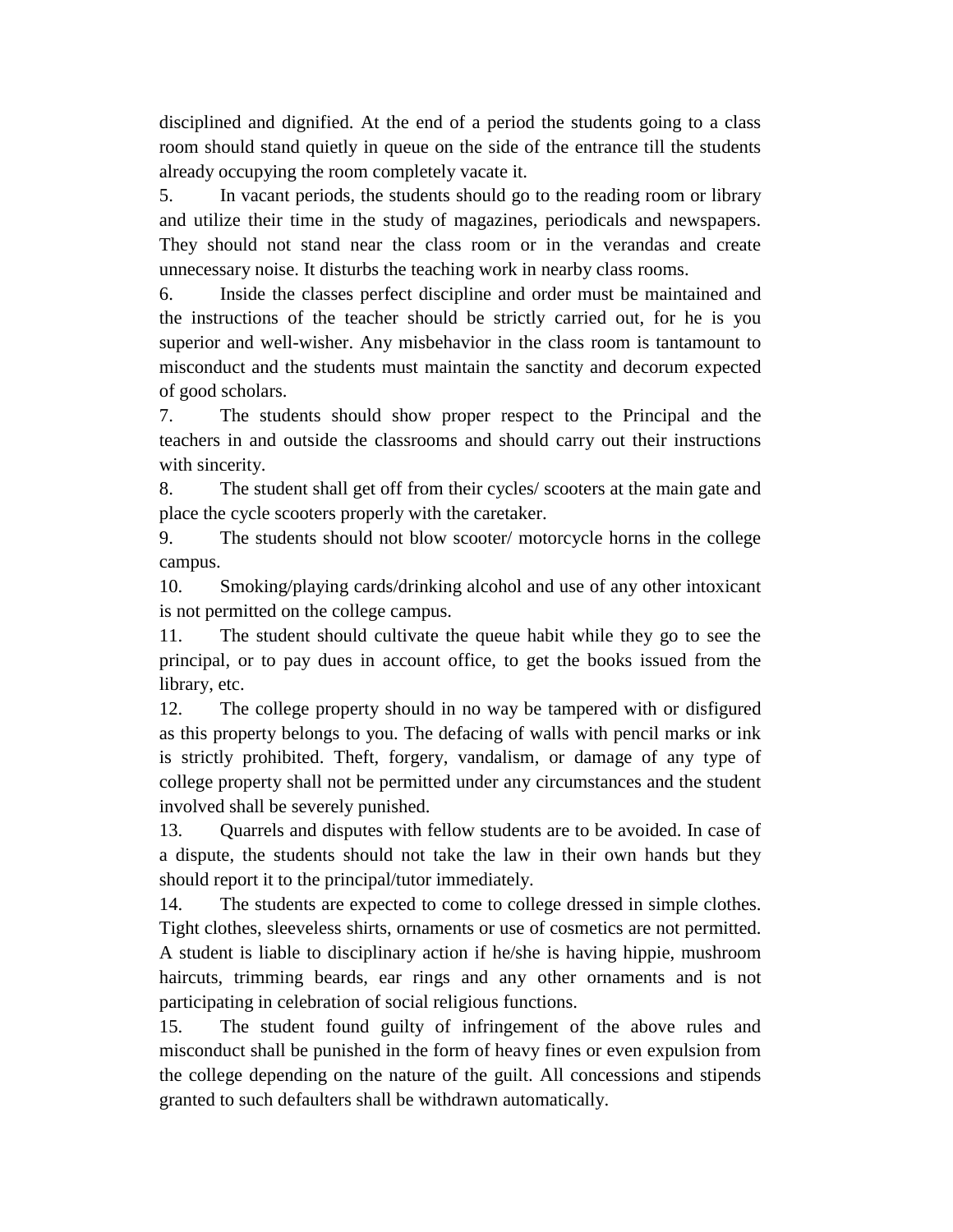disciplined and dignified. At the end of a period the students going to a class room should stand quietly in queue on the side of the entrance till the students already occupying the room completely vacate it.

5. In vacant periods, the students should go to the reading room or library and utilize their time in the study of magazines, periodicals and newspapers. They should not stand near the class room or in the verandas and create unnecessary noise. It disturbs the teaching work in nearby class rooms.

6. Inside the classes perfect discipline and order must be maintained and the instructions of the teacher should be strictly carried out, for he is you superior and well-wisher. Any misbehavior in the class room is tantamount to misconduct and the students must maintain the sanctity and decorum expected of good scholars.

7. The students should show proper respect to the Principal and the teachers in and outside the classrooms and should carry out their instructions with sincerity.

8. The student shall get off from their cycles/ scooters at the main gate and place the cycle scooters properly with the caretaker.

9. The students should not blow scooter/ motorcycle horns in the college campus.

10. Smoking/playing cards/drinking alcohol and use of any other intoxicant is not permitted on the college campus.

11. The student should cultivate the queue habit while they go to see the principal, or to pay dues in account office, to get the books issued from the library, etc.

12. The college property should in no way be tampered with or disfigured as this property belongs to you. The defacing of walls with pencil marks or ink is strictly prohibited. Theft, forgery, vandalism, or damage of any type of college property shall not be permitted under any circumstances and the student involved shall be severely punished.

13. Quarrels and disputes with fellow students are to be avoided. In case of a dispute, the students should not take the law in their own hands but they should report it to the principal/tutor immediately.

14. The students are expected to come to college dressed in simple clothes. Tight clothes, sleeveless shirts, ornaments or use of cosmetics are not permitted. A student is liable to disciplinary action if he/she is having hippie, mushroom haircuts, trimming beards, ear rings and any other ornaments and is not participating in celebration of social religious functions.

15. The student found guilty of infringement of the above rules and misconduct shall be punished in the form of heavy fines or even expulsion from the college depending on the nature of the guilt. All concessions and stipends granted to such defaulters shall be withdrawn automatically.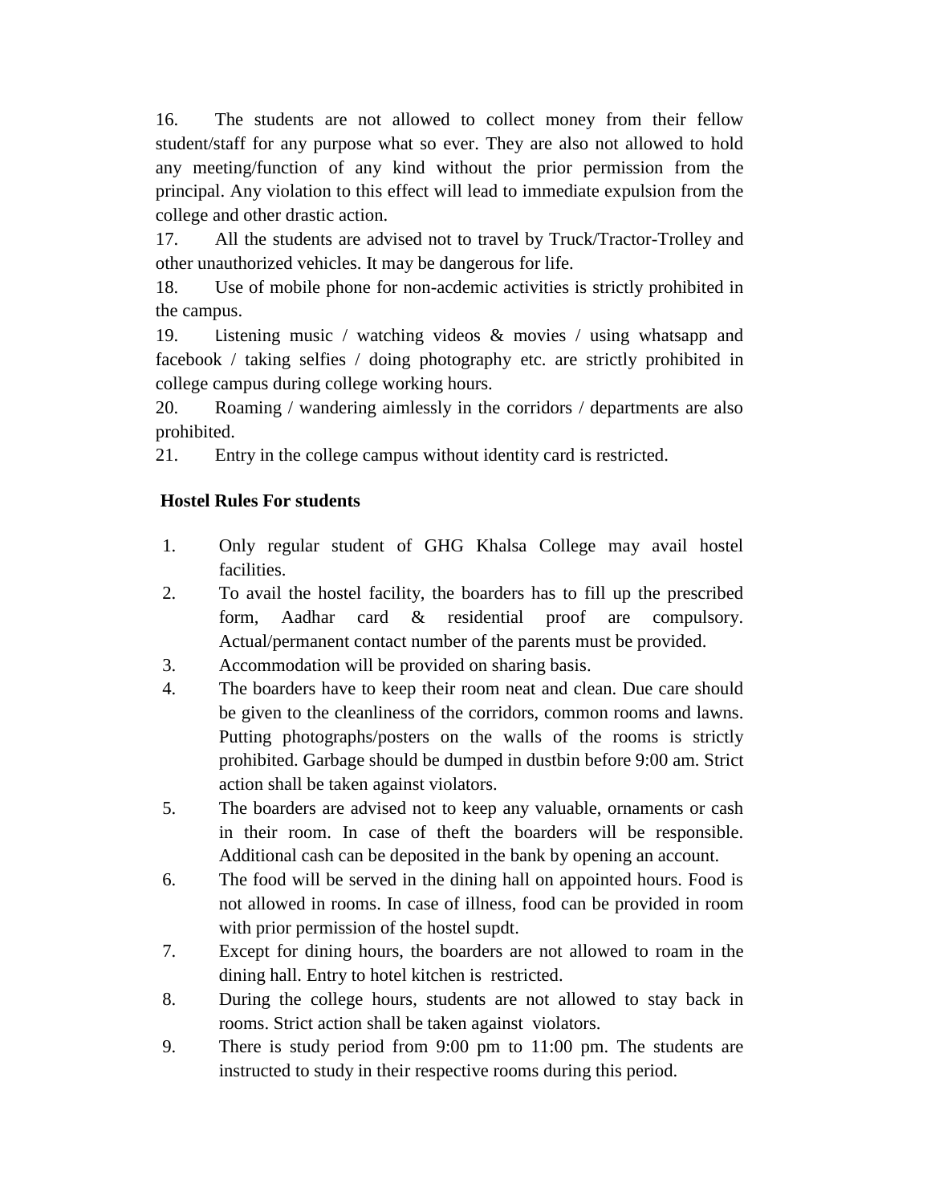16. The students are not allowed to collect money from their fellow student/staff for any purpose what so ever. They are also not allowed to hold any meeting/function of any kind without the prior permission from the principal. Any violation to this effect will lead to immediate expulsion from the college and other drastic action.

17. All the students are advised not to travel by Truck/Tractor-Trolley and other unauthorized vehicles. It may be dangerous for life.

18. Use of mobile phone for non-acdemic activities is strictly prohibited in the campus.

19. Listening music / watching videos & movies / using whatsapp and facebook / taking selfies / doing photography etc. are strictly prohibited in college campus during college working hours.

20. Roaming / wandering aimlessly in the corridors / departments are also prohibited.

21. Entry in the college campus without identity card is restricted.

**Hostel Rules For students**

1. Only regular student of GHG Khalsa College may avail hostel facilities.
2. To avail the hostel facility, the boarders has to fill up the prescribed form, Aadhar card & residential proof are compulsory. Actual/permanent contact number of the parents must be provided.
3. Accommodation will be provided on sharing basis.
4. The boarders have to keep their room neat and clean. Due care should be given to the cleanliness of the corridors, common rooms and lawns. Putting photographs/posters on the walls of the rooms is strictly prohibited. Garbage should be dumped in dustbin before 9:00 am. Strict action shall be taken against violators.
5. The boarders are advised not to keep any valuable, ornaments or cash in their room. In case of theft the boarders will be responsible. Additional cash can be deposited in the bank by opening an account.
6. The food will be served in the dining hall on appointed hours. Food is not allowed in rooms. In case of illness, food can be provided in room with prior permission of the hostel supdt.
7. Except for dining hours, the boarders are not allowed to roam in the dining hall. Entry to hotel kitchen is restricted.
8. During the college hours, students are not allowed to stay back in rooms. Strict action shall be taken against violators.
9. There is study period from 9:00 pm to 11:00 pm. The students are instructed to study in their respective rooms during this period.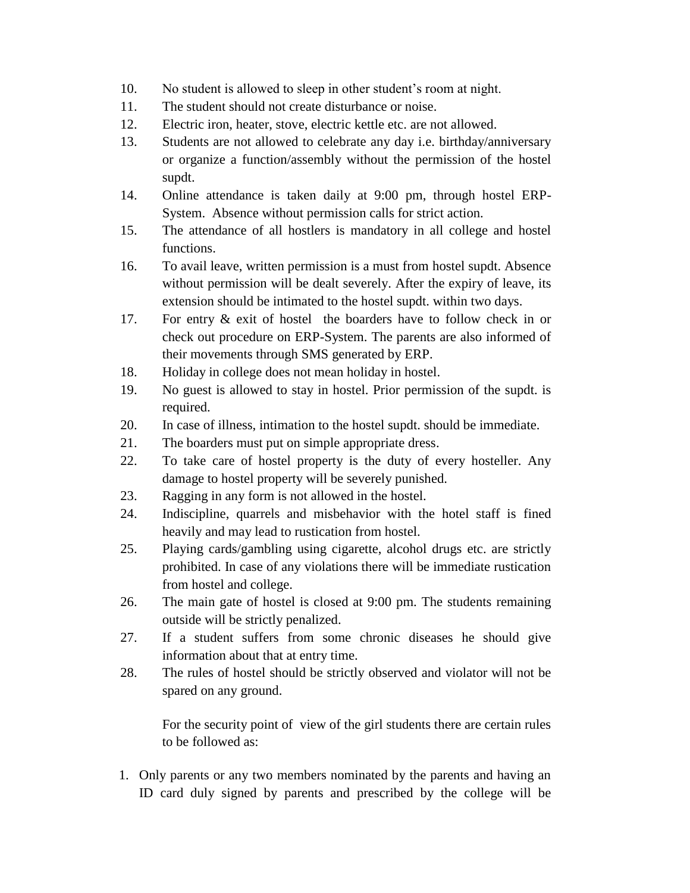10. No student is allowed to sleep in other student's room at night.
11. The student should not create disturbance or noise.
12. Electric iron, heater, stove, electric kettle etc. are not allowed.
13. Students are not allowed to celebrate any day i.e. birthday/anniversary or organize a function/assembly without the permission of the hostel supdt.
14. Online attendance is taken daily at 9:00 pm, through hostel ERP-System. Absence without permission calls for strict action.
15. The attendance of all hostlers is mandatory in all college and hostel functions.
16. To avail leave, written permission is a must from hostel supdt. Absence without permission will be dealt severely. After the expiry of leave, its extension should be intimated to the hostel supdt. within two days.
17. For entry & exit of hostel the boarders have to follow check in or check out procedure on ERP-System. The parents are also informed of their movements through SMS generated by ERP.
18. Holiday in college does not mean holiday in hostel.
19. No guest is allowed to stay in hostel. Prior permission of the supdt. is required.
20. In case of illness, intimation to the hostel supdt. should be immediate.
21. The boarders must put on simple appropriate dress.
22. To take care of hostel property is the duty of every hosteller. Any damage to hostel property will be severely punished.
23. Ragging in any form is not allowed in the hostel.
24. Indiscipline, quarrels and misbehavior with the hotel staff is fined heavily and may lead to rustication from hostel.
25. Playing cards/gambling using cigarette, alcohol drugs etc. are strictly prohibited. In case of any violations there will be immediate rustication from hostel and college.
26. The main gate of hostel is closed at 9:00 pm. The students remaining outside will be strictly penalized.
27. If a student suffers from some chronic diseases he should give information about that at entry time.
28. The rules of hostel should be strictly observed and violator will not be spared on any ground.

For the security point of view of the girl students there are certain rules to be followed as:

1. Only parents or any two members nominated by the parents and having an ID card duly signed by parents and prescribed by the college will be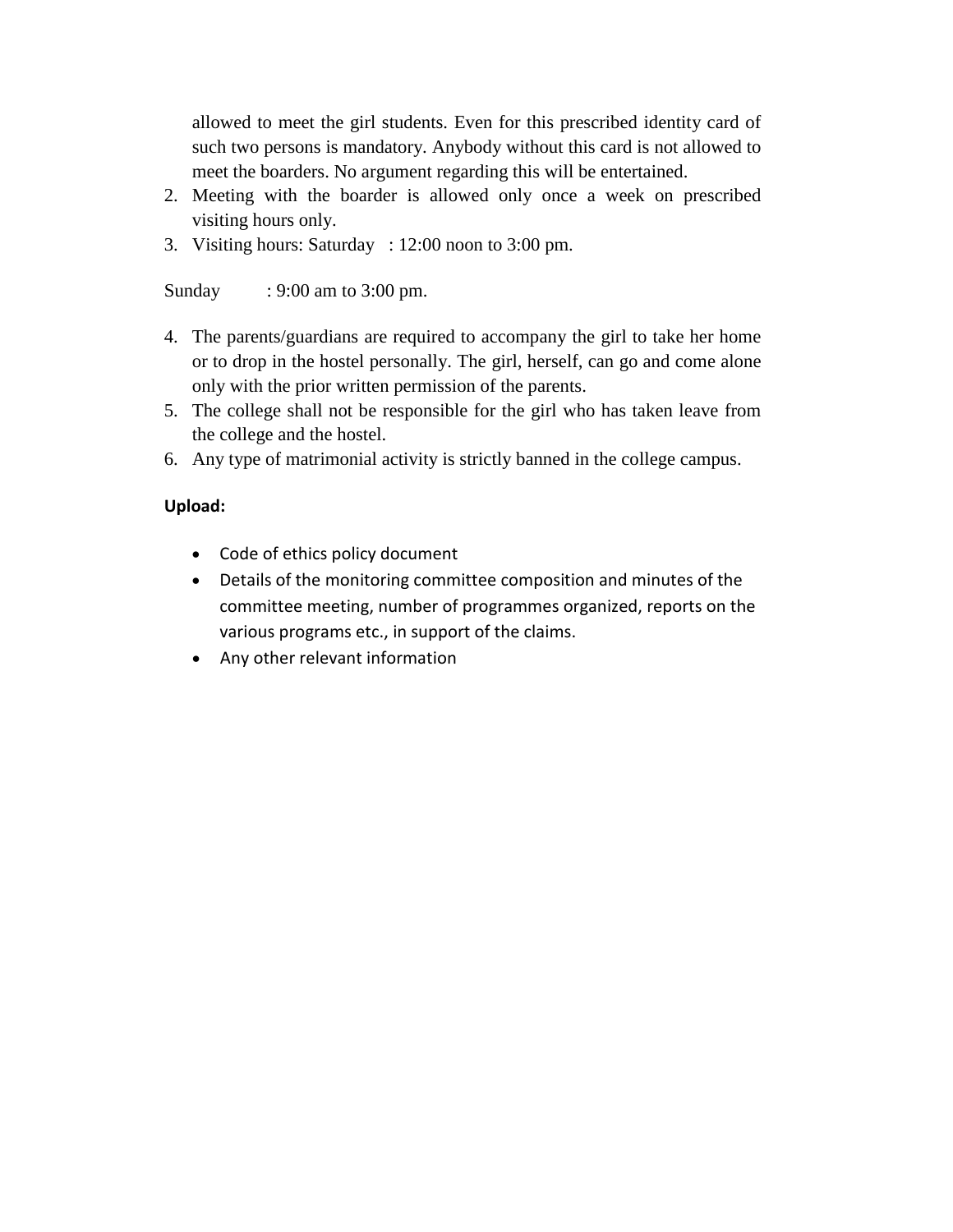allowed to meet the girl students. Even for this prescribed identity card of such two persons is mandatory. Anybody without this card is not allowed to meet the boarders. No argument regarding this will be entertained.

2. Meeting with the boarder is allowed only once a week on prescribed visiting hours only.
3. Visiting hours: Saturday : 12:00 noon to 3:00 pm.

Sunday : 9:00 am to 3:00 pm.

4. The parents/guardians are required to accompany the girl to take her home or to drop in the hostel personally. The girl, herself, can go and come alone only with the prior written permission of the parents.
5. The college shall not be responsible for the girl who has taken leave from the college and the hostel.
6. Any type of matrimonial activity is strictly banned in the college campus.

**Upload:**

- Code of ethics policy document
- Details of the monitoring committee composition and minutes of the committee meeting, number of programmes organized, reports on the various programs etc., in support of the claims.
- Any other relevant information